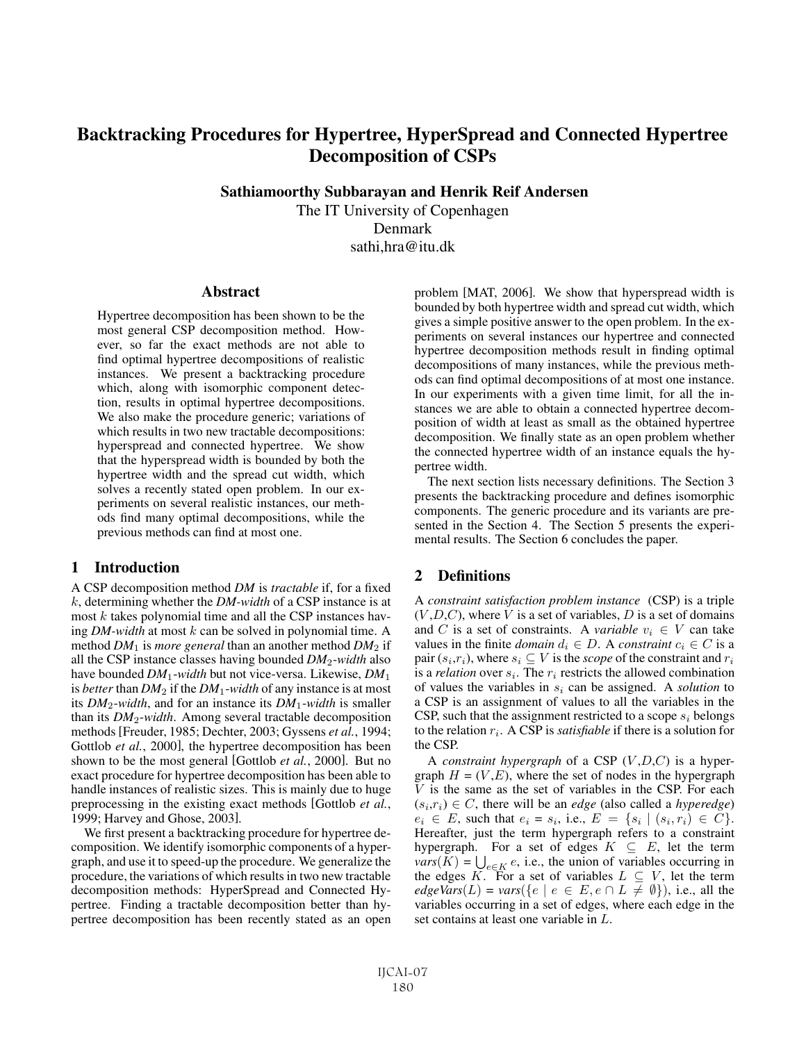# Backtracking Procedures for Hypertree, HyperSpread and Connected Hypertree Decomposition of CSPs

**Sathiamoorthy Subbarayan and Henrik Reif Andersen**

The IT University of Copenhagen
Denmark
sathi,hra@itu.dk

## Abstract

Hypertree decomposition has been shown to be the most general CSP decomposition method. However, so far the exact methods are not able to find optimal hypertree decompositions of realistic instances. We present a backtracking procedure which, along with isomorphic component detection, results in optimal hypertree decompositions. We also make the procedure generic; variations of which results in two new tractable decompositions: hyperspread and connected hypertree. We show that the hyperspread width is bounded by both the hypertree width and the spread cut width, which solves a recently stated open problem. In our experiments on several realistic instances, our methods find many optimal decompositions, while the previous methods can find at most one.

## 1 Introduction

A CSP decomposition method *DM* is *tractable* if, for a fixed $k$, determining whether the *DM-width* of a CSP instance is at most $k$ takes polynomial time and all the CSP instances having *DM-width* at most $k$ can be solved in polynomial time. A method $DM_1$ is *more general* than an another method $DM_2$ if all the CSP instance classes having bounded $DM_2$*-width* also have bounded $DM_1$*-width* but not vice-versa. Likewise, $DM_1$ is *better* than $DM_2$ if the $DM_1$*-width* of any instance is at most its $DM_2$*-width*, and for an instance its $DM_1$*-width* is smaller than its $DM_2$*-width*. Among several tractable decomposition methods [Freuder, 1985; Dechter, 2003; Gyssens *et al.*, 1994; Gottlob *et al.*, 2000], the hypertree decomposition has been shown to be the most general [Gottlob *et al.*, 2000]. But no exact procedure for hypertree decomposition has been able to handle instances of realistic sizes. This is mainly due to huge preprocessing in the existing exact methods [Gottlob *et al.*, 1999; Harvey and Ghose, 2003].

We first present a backtracking procedure for hypertree decomposition. We identify isomorphic components of a hypergraph, and use it to speed-up the procedure. We generalize the procedure, the variations of which results in two new tractable decomposition methods: HyperSpread and Connected Hypertree. Finding a tractable decomposition better than hypertree decomposition has been recently stated as an open problem [MAT, 2006]. We show that hyperspread width is bounded by both hypertree width and spread cut width, which gives a simple positive answer to the open problem. In the experiments on several instances our hypertree and connected hypertree decomposition methods result in finding optimal decompositions of many instances, while the previous methods can find optimal decompositions of at most one instance. In our experiments with a given time limit, for all the instances we are able to obtain a connected hypertree decomposition of width at least as small as the obtained hypertree decomposition. We finally state as an open problem whether the connected hypertree width of an instance equals the hypertree width.

The next section lists necessary definitions. The Section 3 presents the backtracking procedure and defines isomorphic components. The generic procedure and its variants are presented in the Section 4. The Section 5 presents the experimental results. The Section 6 concludes the paper.

## 2 Definitions

A *constraint satisfaction problem instance* (CSP) is a triple ($V$,$D$,$C$), where $V$ is a set of variables, $D$ is a set of domains and $C$ is a set of constraints. A *variable* $v_i \in V$ can take values in the finite *domain* $d_i \in D$. A *constraint* $c_i \in C$ is a pair ($s_i$,$r_i$), where $s_i \subseteq V$ is the *scope* of the constraint and $r_i$ is a *relation* over $s_i$. The $r_i$ restricts the allowed combination of values the variables in $s_i$ can be assigned. A *solution* to a CSP is an assignment of values to all the variables in the CSP, such that the assignment restricted to a scope $s_i$ belongs to the relation $r_i$. A CSP is *satisfiable* if there is a solution for the CSP.

A *constraint hypergraph* of a CSP ($V$,$D$,$C$) is a hypergraph $H$ = ($V$,$E$), where the set of nodes in the hypergraph $V$ is the same as the set of variables in the CSP. For each ($s_i$,$r_i$) $\in C$, there will be an *edge* (also called a *hyperedge*) $e_i \in E$, such that $e_i = s_i$, i.e., $E = \{s_i \mid (s_i, r_i) \in C\}$. Hereafter, just the term hypergraph refers to a constraint hypergraph. For a set of edges $K \subseteq E$, let the term $vars(K) = \bigcup_{e \in K} e$, i.e., the union of variables occurring in the edges $K$. For a set of variables $L \subseteq V$, let the term $edgeVars(L) = vars(\{e \mid e \in E, e \cap L \neq \emptyset\})$, i.e., all the variables occurring in a set of edges, where each edge in the set contains at least one variable in $L$.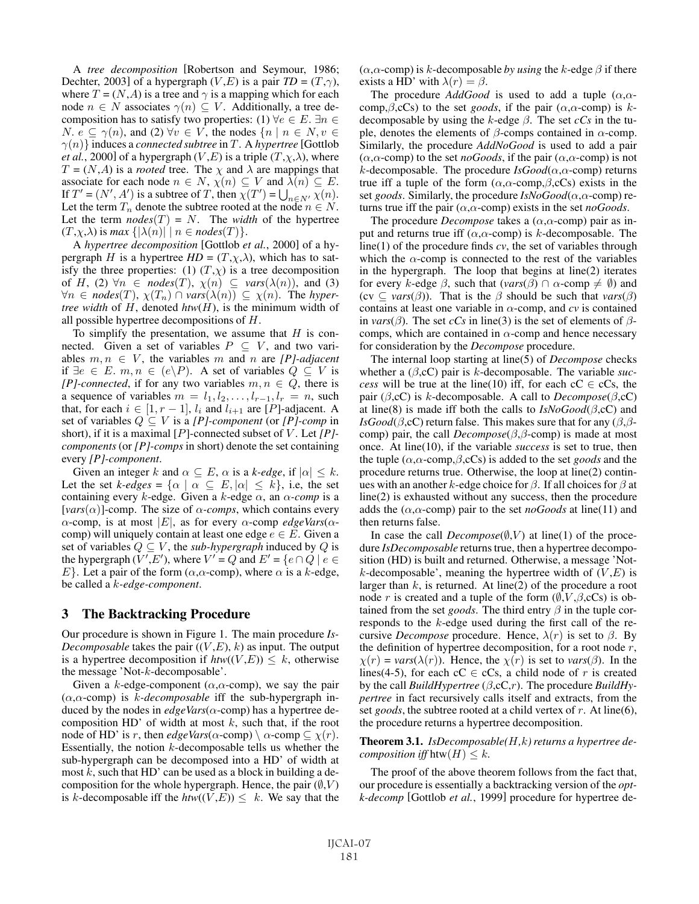A *tree decomposition* [Robertson and Seymour, 1986; Dechter, 2003] of a hypergraph $(V,E)$ is a pair $TD = (T,\gamma)$, where $T = (N,A)$ is a tree and $\gamma$ is a mapping which for each node $n \in N$ associates $\gamma(n) \subseteq V$. Additionally, a tree decomposition has to satisfy two properties: (1) $\forall e \in E.\ \exists n \in N.\ e \subseteq \gamma(n)$, and (2) $\forall v \in V$, the nodes $\{n \mid n \in N, v \in \gamma(n)\}$ induces a *connected subtree* in $T$. A *hypertree* [Gottlob *et al.*, 2000] of a hypergraph $(V,E)$ is a triple $(T,\chi,\lambda)$, where $T = (N,A)$ is a *rooted* tree. The $\chi$ and $\lambda$ are mappings that associate for each node $n \in N$, $\chi(n) \subseteq V$ and $\lambda(n) \subseteq E$. If $T' = (N', A')$ is a subtree of $T$, then $\chi(T') = \bigcup_{n \in N'} \chi(n)$. Let the term $T_n$ denote the subtree rooted at the node $n \in N$. Let the term $nodes(T) = N$. The *width* of the hypertree $(T,\chi,\lambda)$ is $max\ \{|\lambda(n)| \mid n \in nodes(T)\}$.

A *hypertree decomposition* [Gottlob *et al.*, 2000] of a hypergraph $H$ is a hypertree $HD = (T,\chi,\lambda)$, which has to satisfy the three properties: (1) $(T,\chi)$ is a tree decomposition of $H$, (2) $\forall n \in nodes(T)$, $\chi(n) \subseteq vars(\lambda(n))$, and (3) $\forall n \in nodes(T)$, $\chi(T_n) \cap vars(\lambda(n)) \subseteq \chi(n)$. The *hypertree width* of $H$, denoted $htw(H)$, is the minimum width of all possible hypertree decompositions of $H$.

To simplify the presentation, we assume that $H$ is connected. Given a set of variables $P \subseteq V$, and two variables $m, n \in V$, the variables $m$ and $n$ are *[P]-adjacent* if $\exists e \in E.\ m, n \in (e \backslash P)$. A set of variables $Q \subseteq V$ is *[P]-connected*, if for any two variables $m, n \in Q$, there is a sequence of variables $m = l_1, l_2, \ldots, l_{r-1}, l_r = n$, such that, for each $i \in [1, r-1]$, $l_i$ and $l_{i+1}$ are $[P]$-adjacent. A set of variables $Q \subseteq V$ is a *[P]-component* (or *[P]-comp* in short), if it is a maximal $[P]$-connected subset of $V$. Let *[P]-components* (or *[P]-comps* in short) denote the set containing every *[P]-component*.

Given an integer $k$ and $\alpha \subseteq E$, $\alpha$ is a *k-edge*, if $|\alpha| \leq k$. Let the set *k-edges* $= \{\alpha \mid \alpha \subseteq E, |\alpha| \leq k\}$, i.e, the set containing every $k$-edge. Given a $k$-edge $\alpha$, an *$\alpha$-comp* is a $[vars(\alpha)]$-comp. The size of *$\alpha$-comps*, which contains every $\alpha$-comp, is at most $|E|$, as for every $\alpha$-comp *edgeVars*($\alpha$-comp) will uniquely contain at least one edge $e \in E$. Given a set of variables $Q \subseteq V$, the *sub-hypergraph* induced by $Q$ is the hypergraph $(V',E')$, where $V' = Q$ and $E' = \{e \cap Q \mid e \in E\}$. Let a pair of the form ($\alpha$,$\alpha$-comp), where $\alpha$ is a $k$-edge, be called a *k-edge-component*.

## 3 The Backtracking Procedure

Our procedure is shown in Figure 1. The main procedure *IsDecomposable* takes the pair $((V,E), k)$ as input. The output is a hypertree decomposition if $htw((V,E)) \leq k$, otherwise the message 'Not-$k$-decomposable'.

Given a $k$-edge-component ($\alpha$,$\alpha$-comp), we say the pair ($\alpha$,$\alpha$-comp) is *$k$-decomposable* iff the sub-hypergraph induced by the nodes in *edgeVars*($\alpha$-comp) has a hypertree decomposition HD' of width at most $k$, such that, if the root node of HD' is $r$, then *edgeVars*($\alpha$-comp) $\setminus$ $\alpha$-comp $\subseteq \chi(r)$. Essentially, the notion $k$-decomposable tells us whether the sub-hypergraph can be decomposed into a HD' of width at most $k$, such that HD' can be used as a block in building a decomposition for the whole hypergraph. Hence, the pair $(\emptyset,V)$ is $k$-decomposable iff the $htw((V,E)) \leq k$. We say that the ($\alpha$,$\alpha$-comp) is $k$-decomposable *by using* the $k$-edge $\beta$ if there exists a HD' with $\lambda(r) = \beta$.

The procedure *AddGood* is used to add a tuple ($\alpha$,$\alpha$-comp,$\beta$,cCs) to the set *goods*, if the pair ($\alpha$,$\alpha$-comp) is $k$-decomposable by using the $k$-edge $\beta$. The set *cCs* in the tuple, denotes the elements of $\beta$-comps contained in $\alpha$-comp. Similarly, the procedure *AddNoGood* is used to add a pair ($\alpha$,$\alpha$-comp) to the set *noGoods*, if the pair ($\alpha$,$\alpha$-comp) is not $k$-decomposable. The procedure *IsGood*($\alpha$,$\alpha$-comp) returns true iff a tuple of the form ($\alpha$,$\alpha$-comp,$\beta$,cCs) exists in the set *goods*. Similarly, the procedure *IsNoGood*($\alpha$,$\alpha$-comp) returns true iff the pair ($\alpha$,$\alpha$-comp) exists in the set *noGoods*.

The procedure *Decompose* takes a ($\alpha$,$\alpha$-comp) pair as input and returns true iff ($\alpha$,$\alpha$-comp) is $k$-decomposable. The line(1) of the procedure finds *cv*, the set of variables through which the $\alpha$-comp is connected to the rest of the variables in the hypergraph. The loop that begins at line(2) iterates for every $k$-edge $\beta$, such that ($vars(\beta) \cap \alpha$-comp $\neq \emptyset$) and (cv $\subseteq vars(\beta)$). That is the $\beta$ should be such that $vars(\beta)$ contains at least one variable in $\alpha$-comp, and *cv* is contained in $vars(\beta)$. The set *cCs* in line(3) is the set of elements of $\beta$-comps, which are contained in $\alpha$-comp and hence necessary for consideration by the *Decompose* procedure.

The internal loop starting at line(5) of *Decompose* checks whether a ($\beta$,cC) pair is $k$-decomposable. The variable *success* will be true at the line(10) iff, for each cC $\in$ cCs, the pair ($\beta$,cC) is $k$-decomposable. A call to *Decompose*($\beta$,cC) at line(8) is made iff both the calls to *IsNoGood*($\beta$,cC) and *IsGood*($\beta$,cC) return false. This makes sure that for any ($\beta$,$\beta$-comp) pair, the call *Decompose*($\beta$,$\beta$-comp) is made at most once. At line(10), if the variable *success* is set to true, then the tuple ($\alpha$,$\alpha$-comp,$\beta$,cCs) is added to the set *goods* and the procedure returns true. Otherwise, the loop at line(2) continues with an another $k$-edge choice for $\beta$. If all choices for $\beta$ at line(2) is exhausted without any success, then the procedure adds the ($\alpha$,$\alpha$-comp) pair to the set *noGoods* at line(11) and then returns false.

In case the call *Decompose*$(\emptyset,V)$ at line(1) of the procedure *IsDecomposable* returns true, then a hypertree decomposition (HD) is built and returned. Otherwise, a message 'Not-$k$-decomposable', meaning the hypertree width of $(V,E)$ is larger than $k$, is returned. At line(2) of the procedure a root node $r$ is created and a tuple of the form ($\emptyset$,$V$,$\beta$,cCs) is obtained from the set *goods*. The third entry $\beta$ in the tuple corresponds to the $k$-edge used during the first call of the recursive *Decompose* procedure. Hence, $\lambda(r)$ is set to $\beta$. By the definition of hypertree decomposition, for a root node $r$, $\chi(r) = vars(\lambda(r))$. Hence, the $\chi(r)$ is set to $vars(\beta)$. In the lines(4-5), for each cC $\in$ cCs, a child node of $r$ is created by the call *BuildHypertree* ($\beta$,cC,$r$). The procedure *BuildHypertree* in fact recursively calls itself and extracts, from the set *goods*, the subtree rooted at a child vertex of $r$. At line(6), the procedure returns a hypertree decomposition.

**Theorem 3.1.** *IsDecomposable($H$,$k$) returns a hypertree decomposition iff* $\text{htw}(H) \leq k$.

The proof of the above theorem follows from the fact that, our procedure is essentially a backtracking version of the *opt-k-decomp* [Gottlob *et al.*, 1999] procedure for hypertree de-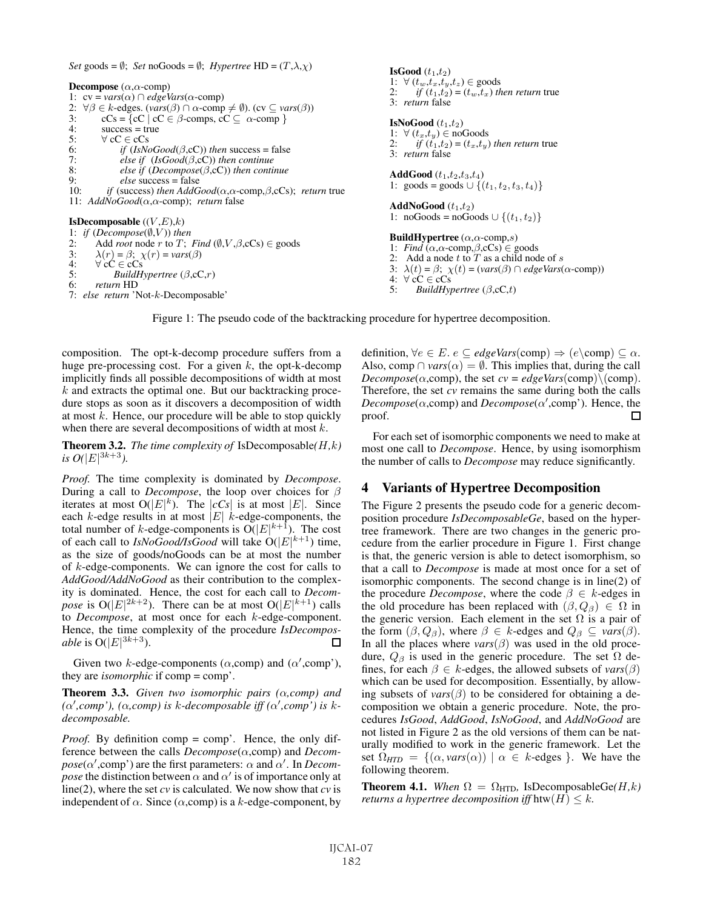```
Set goods = ∅; Set noGoods = ∅; Hypertree HD = (T,λ,χ)

Decompose (α,α-comp)
1: cv = vars(α) ∩ edgeVars(α-comp)
2: ∀β ∈ k-edges. (vars(β) ∩ α-comp ≠ ∅). (cv ⊆ vars(β))
3:     cCs = {cC | cC ∈ β-comps, cC ⊆ α-comp }
4:     success = true
5:     ∀ cC ∈ cCs
6:         if (IsNoGood(β,cC)) then success = false
7:         else if (IsGood(β,cC)) then continue
8:         else if (Decompose(β,cC)) then continue
9:         else success = false
10:    if (success) then AddGood(α,α-comp,β,cCs); return true
11: AddNoGood(α,α-comp); return false

IsDecomposable ((V,E),k)
1: if (Decompose(∅,V)) then
2:     Add root node r to T; Find (∅,V,β,cCs) ∈ goods
3:     λ(r) = β; χ(r) = vars(β)
4:     ∀ cC ∈ cCs
5:         BuildHypertree (β,cC,r)
6:     return HD
7: else return 'Not-k-Decomposable'

IsGood (t1,t2)
1: ∀ (tw,tx,ty,tz) ∈ goods
2:     if (t1,t2) = (tw,tx) then return true
3: return false

IsNoGood (t1,t2)
1: ∀ (tx,ty) ∈ noGoods
2:     if (t1,t2) = (tx,ty) then return true
3: return false

AddGood (t1,t2,t3,t4)
1: goods = goods ∪ {(t1,t2,t3,t4)}

AddNoGood (t1,t2)
1: noGoods = noGoods ∪ {(t1,t2)}

BuildHypertree (α,α-comp,s)
1: Find (α,α-comp,β,cCs) ∈ goods
2: Add a node t to T as a child node of s
3: λ(t) = β; χ(t) = (vars(β) ∩ edgeVars(α-comp))
4: ∀ cC ∈ cCs
5:     BuildHypertree (β,cC,t)
```

Figure 1: The pseudo code of the backtracking procedure for hypertree decomposition.

composition. The opt-k-decomp procedure suffers from a huge pre-processing cost. For a given $k$, the opt-k-decomp implicitly finds all possible decompositions of width at most $k$ and extracts the optimal one. But our backtracking procedure stops as soon as it discovers a decomposition of width at most $k$. Hence, our procedure will be able to stop quickly when there are several decompositions of width at most $k$.

**Theorem 3.2.** *The time complexity of* IsDecomposable$(H,k)$ *is* $O(|E|^{3k+3})$.

*Proof.* The time complexity is dominated by *Decompose*. During a call to *Decompose*, the loop over choices for $\beta$ iterates at most $O(|E|^k)$. The $|cCs|$ is at most $|E|$. Since each $k$-edge results in at most $|E|$ $k$-edge-components, the total number of $k$-edge-components is $O(|E|^{k+1})$. The cost of each call to *IsNoGood/IsGood* will take $O(|E|^{k+1})$ time, as the size of goods/noGoods can be at most the number of $k$-edge-components. We can ignore the cost for calls to *AddGood/AddNoGood* as their contribution to the complexity is dominated. Hence, the cost for each call to *Decompose* is $O(|E|^{2k+2})$. There can be at most $O(|E|^{k+1})$ calls to *Decompose*, at most once for each $k$-edge-component. Hence, the time complexity of the procedure *IsDecomposable* is $O(|E|^{3k+3})$. □

Given two $k$-edge-components ($\alpha$,comp) and ($\alpha'$,comp'), they are *isomorphic* if comp = comp'.

**Theorem 3.3.** *Given two isomorphic pairs ($\alpha$,comp) and ($\alpha'$,comp'), ($\alpha$,comp) is $k$-decomposable iff ($\alpha'$,comp') is $k$-decomposable.*

*Proof.* By definition comp = comp'. Hence, the only difference between the calls *Decompose*($\alpha$,comp) and *Decompose*($\alpha'$,comp') are the first parameters: $\alpha$ and $\alpha'$. In *Decompose* the distinction between $\alpha$ and $\alpha'$ is of importance only at line(2), where the set *cv* is calculated. We now show that *cv* is independent of $\alpha$. Since ($\alpha$,comp) is a $k$-edge-component, by definition, $\forall e \in E.\ e \subseteq \textit{edgeVars}(\text{comp}) \Rightarrow (e \backslash \text{comp}) \subseteq \alpha$. Also, $\text{comp} \cap \textit{vars}(\alpha) = \emptyset$. This implies that, during the call *Decompose*($\alpha$,comp), the set *cv* = *edgeVars*(comp)$\backslash$(comp). Therefore, the set *cv* remains the same during both the calls *Decompose*($\alpha$,comp) and *Decompose*($\alpha'$,comp'). Hence, the proof. □

For each set of isomorphic components we need to make at most one call to *Decompose*. Hence, by using isomorphism the number of calls to *Decompose* may reduce significantly.

# 4 Variants of Hypertree Decomposition

The Figure 2 presents the pseudo code for a generic decomposition procedure *IsDecomposableGe*, based on the hypertree framework. There are two changes in the generic procedure from the earlier procedure in Figure 1. First change is that, the generic version is able to detect isomorphism, so that a call to *Decompose* is made at most once for a set of isomorphic components. The second change is in line(2) of the procedure *Decompose*, where the code $\beta \in k$-edges in the old procedure has been replaced with $(\beta, Q_\beta) \in \Omega$ in the generic version. Each element in the set $\Omega$ is a pair of the form $(\beta, Q_\beta)$, where $\beta \in k$-edges and $Q_\beta \subseteq \textit{vars}(\beta)$. In all the places where *vars*($\beta$) was used in the old procedure, $Q_\beta$ is used in the generic procedure. The set $\Omega$ defines, for each $\beta \in k$-edges, the allowed subsets of *vars*($\beta$) which can be used for decomposition. Essentially, by allowing subsets of *vars*($\beta$) to be considered for obtaining a decomposition we obtain a generic procedure. Note, the procedures *IsGood*, *AddGood*, *IsNoGood*, and *AddNoGood* are not listed in Figure 2 as the old versions of them can be naturally modified to work in the generic framework. Let the set $\Omega_{HTD} = \{(\alpha, \textit{vars}(\alpha)) \mid \alpha \in k\text{-edges}\}$. We have the following theorem.

**Theorem 4.1.** *When* $\Omega = \Omega_{\text{HTD}}$, IsDecomposableGe$(H,k)$ *returns a hypertree decomposition iff* $\text{htw}(H) \leq k$.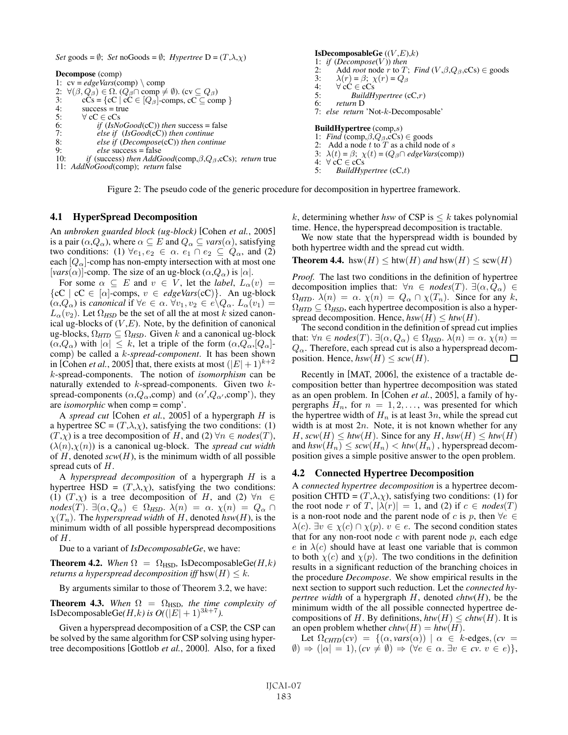```
Set goods = ∅; Set noGoods = ∅; Hypertree D = (T,λ,χ)

Decompose (comp)
1:  cv = edgeVars(comp) \ comp
2:  ∀(β,Q_β) ∈ Ω. (Q_β ∩ comp ≠ ∅). (cv ⊆ Q_β)
3:      cCs = {cC | cC ∈ [Q_β]-comps, cC ⊆ comp }
4:      success = true
5:      ∀ cC ∈ cCs
6:          if (IsNoGood(cC)) then success = false
7:          else if (IsGood(cC)) then continue
8:          else if (Decompose(cC)) then continue
9:          else success = false
10:     if (success) then AddGood(comp,β,Q_β,cCs); return true
11: AddNoGood(comp); return false

IsDecomposableGe ((V,E),k)
1: if (Decompose(V)) then
2:     Add root node r to T; Find (V,β,Q_β,cCs) ∈ goods
3:     λ(r) = β; χ(r) = Q_β
4:     ∀ cC ∈ cCs
5:         BuildHypertree (cC,r)
6:     return D
7: else return 'Not-k-Decomposable'

BuildHypertree (comp,s)
1: Find (comp,β,Q_β,cCs) ∈ goods
2: Add a node t to T as a child node of s
3: λ(t) = β; χ(t) = (Q_β ∩ edgeVars(comp))
4: ∀ cC ∈ cCs
5:     BuildHypertree (cC,t)
```

Figure 2: The pseudo code of the generic procedure for decomposition in hypertree framework.

### 4.1 HyperSpread Decomposition

An *unbroken guarded block (ug-block)* [Cohen *et al.*, 2005] is a pair $(\alpha,Q_\alpha)$, where $\alpha \subseteq E$ and $Q_\alpha \subseteq vars(\alpha)$, satisfying two conditions: (1) $\forall e_1, e_2 \in \alpha.\ e_1 \cap e_2 \subseteq Q_\alpha$, and (2) each $[Q_\alpha]$-comp has non-empty intersection with at most one $[vars(\alpha)]$-comp. The size of an ug-block $(\alpha,Q_\alpha)$ is $|\alpha|$.

For some $\alpha \subseteq E$ and $v \in V$, let the *label*, $L_\alpha(v) = \{cC \mid cC \in [\alpha]\text{-comps},\ v \in edgeVars(cC)\}$. An ug-block $(\alpha,Q_\alpha)$ is *canonical* if $\forall e \in \alpha.\ \forall v_1, v_2 \in e\backslash Q_\alpha.\ L_\alpha(v_1) = L_\alpha(v_2)$. Let $\Omega_{HSD}$ be the set of all the at most $k$ sized canonical ug-blocks of $(V,E)$. Note, by the definition of canonical ug-blocks, $\Omega_{HTD} \subseteq \Omega_{HSD}$. Given $k$ and a canonical ug-block $(\alpha,Q_\alpha)$ with $|\alpha| \leq k$, let a triple of the form $(\alpha,Q_\alpha,[Q_\alpha]$-comp) be called a *k-spread-component*. It has been shown in [Cohen *et al.*, 2005] that, there exists at most $(|E|+1)^{k+2}$ $k$-spread-components. The notion of *isomorphism* can be naturally extended to $k$-spread-components. Given two $k$-spread-components $(\alpha,Q_\alpha,\text{comp})$ and $(\alpha',Q_{\alpha'},\text{comp'})$, they are *isomorphic* when comp = comp'.

A *spread cut* [Cohen *et al.*, 2005] of a hypergraph $H$ is a hypertree SC = $(T,\lambda,\chi)$, satisfying the two conditions: (1) $(T,\chi)$ is a tree decomposition of $H$, and (2) $\forall n \in nodes(T)$, $(\lambda(n),\chi(n))$ is a canonical ug-block. The *spread cut width* of $H$, denoted *scw*$(H)$, is the minimum width of all possible spread cuts of $H$.

A *hyperspread decomposition* of a hypergraph $H$ is a hypertree HSD = $(T,\lambda,\chi)$, satisfying the two conditions: (1) $(T,\chi)$ is a tree decomposition of $H$, and (2) $\forall n \in nodes(T).\ \exists(\alpha,Q_\alpha) \in \Omega_{HSD}.\ \lambda(n) = \alpha.\ \chi(n) = Q_\alpha \cap \chi(T_n)$. The *hyperspread width* of $H$, denoted *hsw*$(H)$, is the minimum width of all possible hyperspread decompositions of $H$.

Due to a variant of *IsDecomposableGe*, we have:

**Theorem 4.2.** *When $\Omega = \Omega_{\text{HSD}}$, IsDecomposableGe$(H,k)$ returns a hyperspread decomposition iff $\text{hsw}(H) \leq k$.*

By arguments similar to those of Theorem 3.2, we have:

**Theorem 4.3.** *When $\Omega = \Omega_{\text{HSD}}$, the time complexity of IsDecomposableGe$(H,k)$ is $O((|E|+1)^{3k+7})$.*

Given a hyperspread decomposition of a CSP, the CSP can be solved by the same algorithm for CSP solving using hypertree decompositions [Gottlob *et al.*, 2000]. Also, for a fixed $k$, determining whether *hsw* of CSP is $\leq k$ takes polynomial time. Hence, the hyperspread decomposition is tractable.

We now state that the hyperspread width is bounded by both hypertree width and the spread cut width.

**Theorem 4.4.** $\text{hsw}(H) \leq \text{htw}(H)$ *and* $\text{hsw}(H) \leq \text{scw}(H)$

*Proof.* The last two conditions in the definition of hypertree decomposition implies that: $\forall n \in nodes(T).\ \exists(\alpha,Q_\alpha) \in \Omega_{HTD}.\ \lambda(n) = \alpha.\ \chi(n) = Q_\alpha \cap \chi(T_n)$. Since for any $k$, $\Omega_{HTD} \subseteq \Omega_{HSD}$, each hypertree decomposition is also a hyperspread decomposition. Hence, $hsw(H) \leq htw(H)$.

The second condition in the definition of spread cut implies that: $\forall n \in nodes(T).\ \exists(\alpha,Q_\alpha) \in \Omega_{HSD}.\ \lambda(n) = \alpha.\ \chi(n) = Q_\alpha$. Therefore, each spread cut is also a hyperspread decomposition. Hence, $hsw(H) \leq scw(H)$. □

Recently in [MAT, 2006], the existence of a tractable decomposition better than hypertree decomposition was stated as an open problem. In [Cohen *et al.*, 2005], a family of hypergraphs $H_n$, for $n = 1, 2, \ldots$, was presented for which the hypertree width of $H_n$ is at least $3n$, while the spread cut width is at most $2n$. Note, it is not known whether for any $H$, $scw(H) \leq htw(H)$. Since for any $H$, $hsw(H) \leq htw(H)$ and $hsw(H_n) \leq scw(H_n) < htw(H_n)$, hyperspread decomposition gives a simple positive answer to the open problem.

### 4.2 Connected Hypertree Decomposition

A *connected hypertree decomposition* is a hypertree decomposition CHTD = $(T,\lambda,\chi)$, satisfying two conditions: (1) for the root node $r$ of $T$, $|\lambda(r)| = 1$, and (2) if $c \in nodes(T)$ is a non-root node and the parent node of $c$ is $p$, then $\forall e \in \lambda(c).\ \exists v \in \chi(c) \cap \chi(p).\ v \in e$. The second condition states that for any non-root node $c$ with parent node $p$, each edge $e$ in $\lambda(c)$ should have at least one variable that is common to both $\chi(c)$ and $\chi(p)$. The two conditions in the definition results in a significant reduction of the branching choices in the procedure *Decompose*. We show empirical results in the next section to support such reduction. Let the *connected hypertree width* of a hypergraph $H$, denoted *chtw*$(H)$, be the minimum width of all the possible connected hypertree decompositions of $H$. By definitions, $htw(H) \leq chtw(H)$. It is an open problem whether $chtw(H) = htw(H)$.

Let $\Omega_{CHTD}(cv) = \{(\alpha, vars(\alpha)) \mid \alpha \in k\text{-edges}, (cv = \emptyset) \Rightarrow (|\alpha| = 1), (cv \neq \emptyset) \Rightarrow (\forall e \in \alpha.\ \exists v \in cv.\ v \in e)\}$,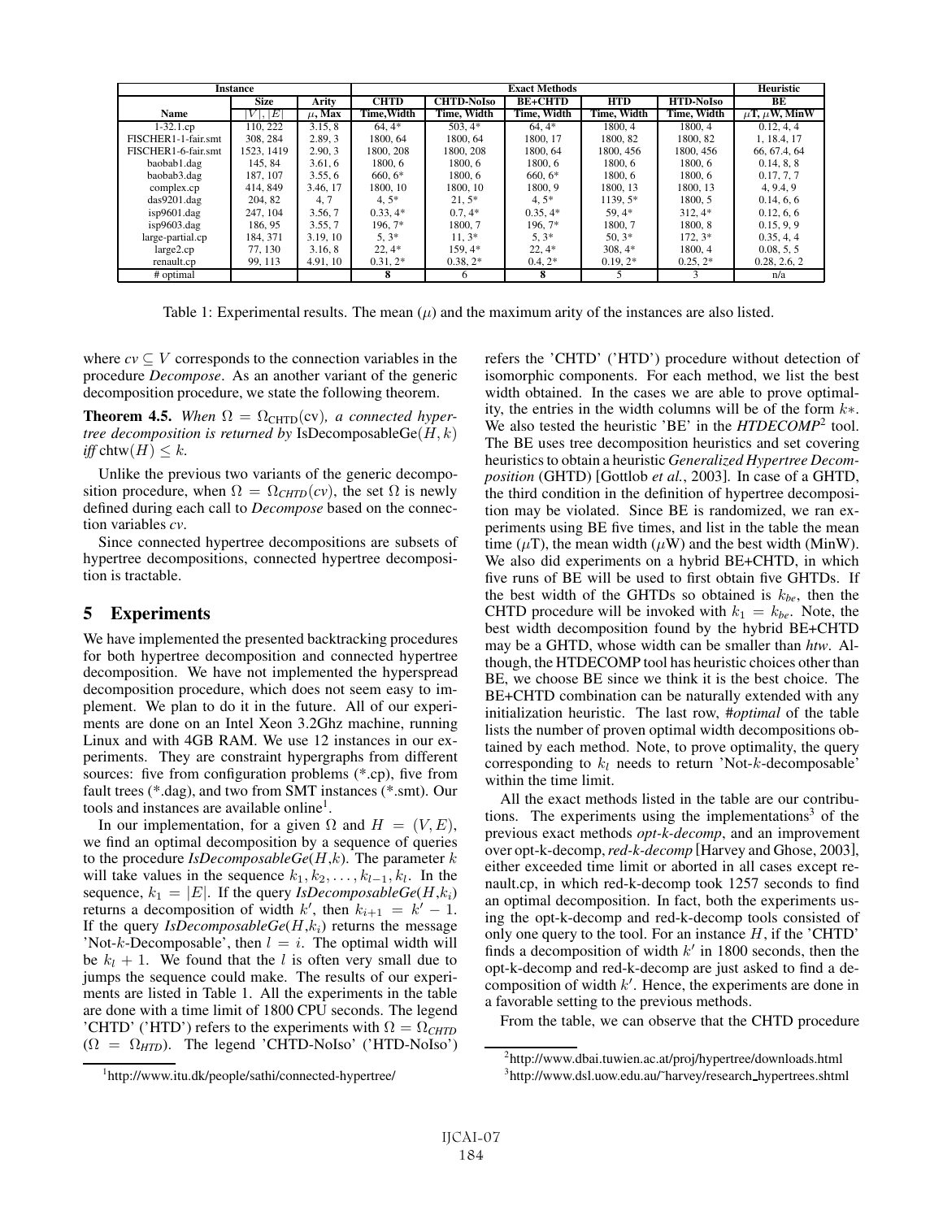| Instance | | | Exact Methods | | | | | Heuristic |
|---|---|---|---|---|---|---|---|---|
| | Size | Arity | CHTD | CHTD-NoIso | BE+CHTD | HTD | HTD-NoIso | BE |
| Name | $\|V\|, \|E\|$ | $\mu$, Max | Time,Width | Time, Width | Time, Width | Time, Width | Time, Width | $\mu$T, $\mu$W, MinW |
| 1-32.1.cp | 110, 222 | 3.15, 8 | 64, 4* | 503, 4* | 64, 4* | 1800, 4 | 1800, 4 | 0.12, 4, 4 |
| FISCHER1-1-fair.smt | 308, 284 | 2.89, 3 | 1800, 64 | 1800, 64 | 1800, 17 | 1800, 82 | 1800, 82 | 1, 18.4, 17 |
| FISCHER1-6-fair.smt | 1523, 1419 | 2.90, 3 | 1800, 208 | 1800, 208 | 1800, 64 | 1800, 456 | 1800, 456 | 66, 67.4, 64 |
| baobab1.dag | 145, 84 | 3.61, 6 | 1800, 6 | 1800, 6 | 1800, 6 | 1800, 6 | 1800, 6 | 0.14, 8, 8 |
| baobab3.dag | 187, 107 | 3.55, 6 | 660, 6* | 1800, 6 | 660, 6* | 1800, 6 | 1800, 6 | 0.17, 7, 7 |
| complex.cp | 414, 849 | 3.46, 17 | 1800, 10 | 1800, 10 | 1800, 9 | 1800, 13 | 1800, 13 | 4, 9.4, 9 |
| das9201.dag | 204, 82 | 4, 7 | 4, 5* | 21, 5* | 4, 5* | 1139, 5* | 1800, 5 | 0.14, 6, 6 |
| isp9601.dag | 247, 104 | 3.56, 7 | 0.33, 4* | 0.7, 4* | 0.35, 4* | 59, 4* | 312, 4* | 0.12, 6, 6 |
| isp9603.dag | 186, 95 | 3.55, 7 | 196, 7* | 1800, 7 | 196, 7* | 1800, 7 | 1800, 8 | 0.15, 9, 9 |
| large-partial.cp | 184, 371 | 3.19, 10 | 5, 3* | 11, 3* | 5, 3* | 50, 3* | 172, 3* | 0.35, 4, 4 |
| large2.cp | 77, 130 | 3.16, 8 | 22, 4* | 159, 4* | 22, 4* | 308, 4* | 1800, 4 | 0.08, 5, 5 |
| renault.cp | 99, 113 | 4.91, 10 | 0.31, 2* | 0.38, 2* | 0.4, 2* | 0.19, 2* | 0.25, 2* | 0.28, 2.6, 2 |
| # optimal | | | **8** | 6 | **8** | 5 | 3 | n/a |

Table 1: Experimental results. The mean ($\mu$) and the maximum arity of the instances are also listed.

where $cv \subseteq V$ corresponds to the connection variables in the procedure *Decompose*. As an another variant of the generic decomposition procedure, we state the following theorem.

**Theorem 4.5.** *When $\Omega = \Omega_{\text{CHTD}}(\text{cv})$, a connected hypertree decomposition is returned by* IsDecomposableGe$(H, k)$ *iff* chtw$(H) \leq k$.

Unlike the previous two variants of the generic decomposition procedure, when $\Omega = \Omega_{CHTD}(cv)$, the set $\Omega$ is newly defined during each call to *Decompose* based on the connection variables *cv*.

Since connected hypertree decompositions are subsets of hypertree decompositions, connected hypertree decomposition is tractable.

## 5 Experiments

We have implemented the presented backtracking procedures for both hypertree decomposition and connected hypertree decomposition. We have not implemented the hyperspread decomposition procedure, which does not seem easy to implement. We plan to do it in the future. All of our experiments are done on an Intel Xeon 3.2Ghz machine, running Linux and with 4GB RAM. We use 12 instances in our experiments. They are constraint hypergraphs from different sources: five from configuration problems (*.cp), five from fault trees (*.dag), and two from SMT instances (*.smt). Our tools and instances are available online[1].

In our implementation, for a given $\Omega$ and $H = (V, E)$, we find an optimal decomposition by a sequence of queries to the procedure *IsDecomposableGe*$(H,k)$. The parameter $k$ will take values in the sequence $k_1, k_2, \ldots, k_{l-1}, k_l$. In the sequence, $k_1 = |E|$. If the query *IsDecomposableGe*$(H,k_i)$ returns a decomposition of width $k'$, then $k_{i+1} = k' - 1$. If the query *IsDecomposableGe*$(H,k_i)$ returns the message 'Not-$k$-Decomposable', then $l = i$. The optimal width will be $k_l + 1$. We found that the $l$ is often very small due to jumps the sequence could make. The results of our experiments are listed in Table 1. All the experiments in the table are done with a time limit of 1800 CPU seconds. The legend 'CHTD' ('HTD') refers to the experiments with $\Omega = \Omega_{CHTD}$ ($\Omega = \Omega_{HTD}$). The legend 'CHTD-NoIso' ('HTD-NoIso') refers the 'CHTD' ('HTD') procedure without detection of isomorphic components. For each method, we list the best width obtained. In the cases we are able to prove optimality, the entries in the width columns will be of the form $k*$. We also tested the heuristic 'BE' in the *HTDECOMP*[2] tool. The BE uses tree decomposition heuristics and set covering heuristics to obtain a heuristic *Generalized Hypertree Decomposition* (GHTD) [Gottlob *et al.*, 2003]. In case of a GHTD, the third condition in the definition of hypertree decomposition may be violated. Since BE is randomized, we ran experiments using BE five times, and list in the table the mean time ($\mu$T), the mean width ($\mu$W) and the best width (MinW). We also did experiments on a hybrid BE+CHTD, in which five runs of BE will be used to first obtain five GHTDs. If the best width of the GHTDs so obtained is $k_{be}$, then the CHTD procedure will be invoked with $k_1 = k_{be}$. Note, the best width decomposition found by the hybrid BE+CHTD may be a GHTD, whose width can be smaller than *htw*. Although, the HTDECOMP tool has heuristic choices other than BE, we choose BE since we think it is the best choice. The BE+CHTD combination can be naturally extended with any initialization heuristic. The last row, *#optimal* of the table lists the number of proven optimal width decompositions obtained by each method. Note, to prove optimality, the query corresponding to $k_l$ needs to return 'Not-$k$-decomposable' within the time limit.

All the exact methods listed in the table are our contributions. The experiments using the implementations[3] of the previous exact methods *opt-k-decomp*, and an improvement over opt-k-decomp, *red-k-decomp* [Harvey and Ghose, 2003], either exceeded time limit or aborted in all cases except renault.cp, in which red-k-decomp took 1257 seconds to find an optimal decomposition. In fact, both the experiments using the opt-k-decomp and red-k-decomp tools consisted of only one query to the tool. For an instance $H$, if the 'CHTD' finds a decomposition of width $k'$ in 1800 seconds, then the opt-k-decomp and red-k-decomp are just asked to find a decomposition of width $k'$. Hence, the experiments are done in a favorable setting to the previous methods.

From the table, we can observe that the CHTD procedure

[1] http://www.itu.dk/people/sathi/connected-hypertree/

[2] http://www.dbai.tuwien.ac.at/proj/hypertree/downloads.html

[3] http://www.dsl.uow.edu.au/~harvey/research_hypertrees.shtml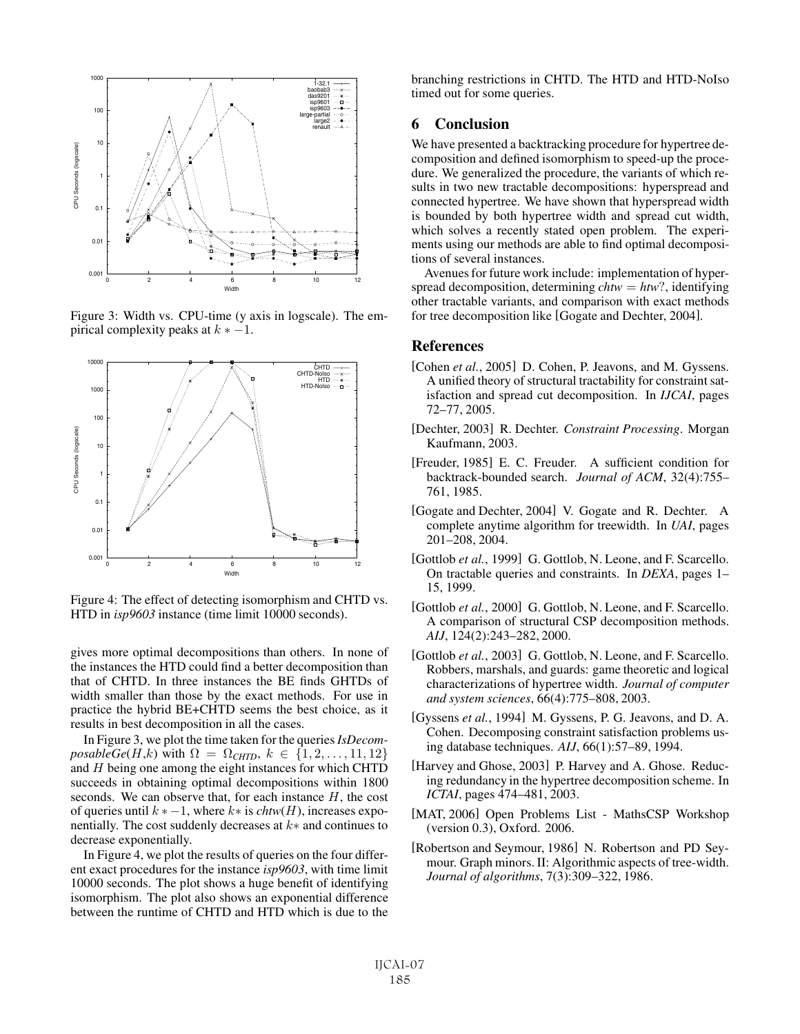1000

100

10

1

0.1

0.01

0.001

CPU Seconds (logscale)

0 2 4 6 8 10 12

Width

1-32.1
baobab3
das9201
isp9601
isp9603
large-partial
large2
renault

Figure 3: Width vs. CPU-time (y axis in logscale). The empirical complexity peaks at $k * -1$.

10000

1000

100

10

1

0.1

0.01

0.001

CPU Seconds (logscale)

0 2 4 6 8 10 12

Width

CHTD
CHTD-NoIso
HTD
HTD-NoIso

Figure 4: The effect of detecting isomorphism and CHTD vs. HTD in *isp9603* instance (time limit 10000 seconds).

gives more optimal decompositions than others. In none of the instances the HTD could find a better decomposition than that of CHTD. In three instances the BE finds GHTDs of width smaller than those by the exact methods. For use in practice the hybrid BE+CHTD seems the best choice, as it results in best decomposition in all the cases.

In Figure 3, we plot the time taken for the queries *IsDecomposableGe*($H$,$k$) with $\Omega = \Omega_{CHTD}$, $k \in \{1, 2, \ldots, 11, 12\}$ and $H$ being one among the eight instances for which CHTD succeeds in obtaining optimal decompositions within 1800 seconds. We can observe that, for each instance $H$, the cost of queries until $k * -1$, where $k*$ is *chtw*($H$), increases exponentially. The cost suddenly decreases at $k*$ and continues to decrease exponentially.

In Figure 4, we plot the results of queries on the four different exact procedures for the instance *isp9603*, with time limit 10000 seconds. The plot shows a huge benefit of identifying isomorphism. The plot also shows an exponential difference between the runtime of CHTD and HTD which is due to the branching restrictions in CHTD. The HTD and HTD-NoIso timed out for some queries.

## 6 Conclusion

We have presented a backtracking procedure for hypertree decomposition and defined isomorphism to speed-up the procedure. We generalized the procedure, the variants of which results in two new tractable decompositions: hyperspread and connected hypertree. We have shown that hyperspread width is bounded by both hypertree width and spread cut width, which solves a recently stated open problem. The experiments using our methods are able to find optimal decompositions of several instances.

Avenues for future work include: implementation of hyperspread decomposition, determining $chtw = htw$?, identifying other tractable variants, and comparison with exact methods for tree decomposition like [Gogate and Dechter, 2004].

## References

[Cohen *et al.*, 2005] D. Cohen, P. Jeavons, and M. Gyssens. A unified theory of structural tractability for constraint satisfaction and spread cut decomposition. In *IJCAI*, pages 72–77, 2005.

[Dechter, 2003] R. Dechter. *Constraint Processing*. Morgan Kaufmann, 2003.

[Freuder, 1985] E. C. Freuder. A sufficient condition for backtrack-bounded search. *Journal of ACM*, 32(4):755–761, 1985.

[Gogate and Dechter, 2004] V. Gogate and R. Dechter. A complete anytime algorithm for treewidth. In *UAI*, pages 201–208, 2004.

[Gottlob *et al.*, 1999] G. Gottlob, N. Leone, and F. Scarcello. On tractable queries and constraints. In *DEXA*, pages 1–15, 1999.

[Gottlob *et al.*, 2000] G. Gottlob, N. Leone, and F. Scarcello. A comparison of structural CSP decomposition methods. *AIJ*, 124(2):243–282, 2000.

[Gottlob *et al.*, 2003] G. Gottlob, N. Leone, and F. Scarcello. Robbers, marshals, and guards: game theoretic and logical characterizations of hypertree width. *Journal of computer and system sciences*, 66(4):775–808, 2003.

[Gyssens *et al.*, 1994] M. Gyssens, P. G. Jeavons, and D. A. Cohen. Decomposing constraint satisfaction problems using database techniques. *AIJ*, 66(1):57–89, 1994.

[Harvey and Ghose, 2003] P. Harvey and A. Ghose. Reducing redundancy in the hypertree decomposition scheme. In *ICTAI*, pages 474–481, 2003.

[MAT, 2006] Open Problems List - MathsCSP Workshop (version 0.3), Oxford. 2006.

[Robertson and Seymour, 1986] N. Robertson and PD Seymour. Graph minors. II: Algorithmic aspects of tree-width. *Journal of algorithms*, 7(3):309–322, 1986.